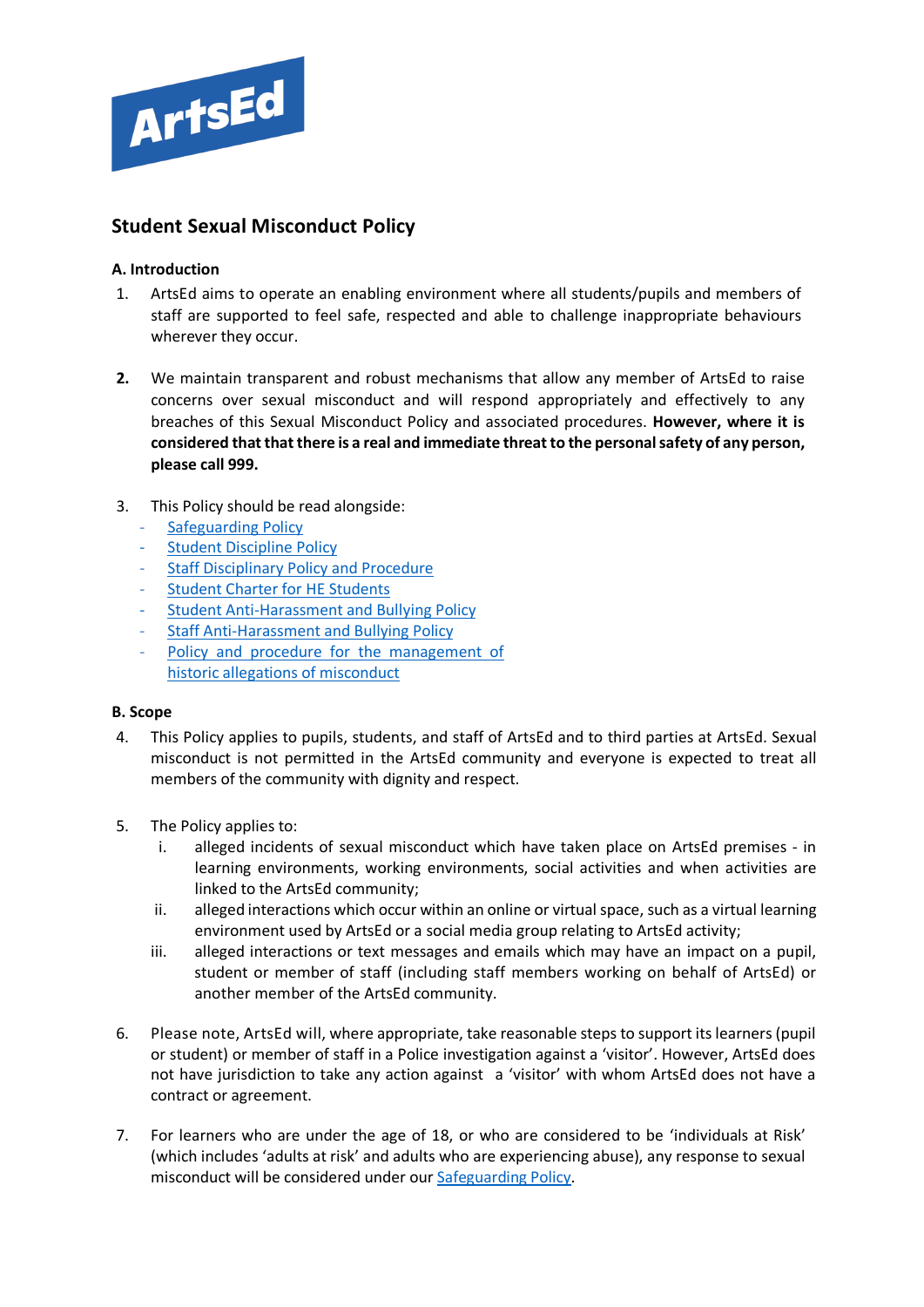ArtsEd

# Student Sexual Misconduct Policy

## A. Introduction

1. ArtsEd aims to operate an enabling environment where all students/pupils and members of staff are supported to feel safe, respected and able to challenge inappropriate behaviours wherever they occur.

2. We maintain transparent and robust mechanisms that allow any member of ArtsEd to raise concerns over sexual misconduct and will respond appropriately and effectively to any breaches of this Sexual Misconduct Policy and associated procedures. **However, where it is considered that that there is a real and immediate threat to the personal safety of any person, please call 999.**

3. This Policy should be read alongside:
   - Safeguarding Policy
   - Student Discipline Policy
   - Staff Disciplinary Policy and Procedure
   - Student Charter for HE Students
   - Student Anti-Harassment and Bullying Policy
   - Staff Anti-Harassment and Bullying Policy
   - Policy and procedure for the management of historic allegations of misconduct

## B. Scope

4. This Policy applies to pupils, students, and staff of ArtsEd and to third parties at ArtsEd. Sexual misconduct is not permitted in the ArtsEd community and everyone is expected to treat all members of the community with dignity and respect.

5. The Policy applies to:
   i. alleged incidents of sexual misconduct which have taken place on ArtsEd premises - in learning environments, working environments, social activities and when activities are linked to the ArtsEd community;
   ii. alleged interactions which occur within an online or virtual space, such as a virtual learning environment used by ArtsEd or a social media group relating to ArtsEd activity;
   iii. alleged interactions or text messages and emails which may have an impact on a pupil, student or member of staff (including staff members working on behalf of ArtsEd) or another member of the ArtsEd community.

6. Please note, ArtsEd will, where appropriate, take reasonable steps to support its learners (pupil or student) or member of staff in a Police investigation against a 'visitor'. However, ArtsEd does not have jurisdiction to take any action against a 'visitor' with whom ArtsEd does not have a contract or agreement.

7. For learners who are under the age of 18, or who are considered to be 'individuals at Risk' (which includes 'adults at risk' and adults who are experiencing abuse), any response to sexual misconduct will be considered under our Safeguarding Policy.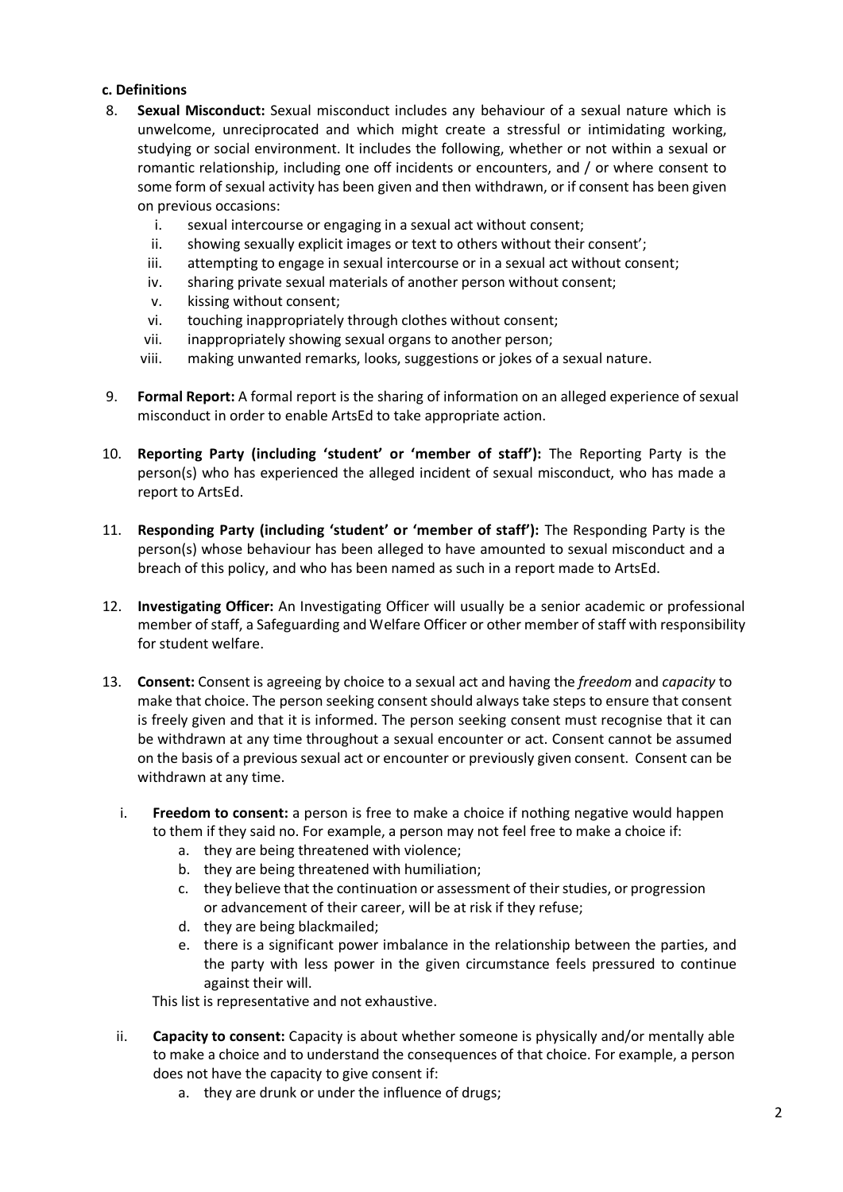**c. Definitions**

8. **Sexual Misconduct:** Sexual misconduct includes any behaviour of a sexual nature which is unwelcome, unreciprocated and which might create a stressful or intimidating working, studying or social environment. It includes the following, whether or not within a sexual or romantic relationship, including one off incidents or encounters, and / or where consent to some form of sexual activity has been given and then withdrawn, or if consent has been given on previous occasions:
    i. sexual intercourse or engaging in a sexual act without consent;
    ii. showing sexually explicit images or text to others without their consent';
    iii. attempting to engage in sexual intercourse or in a sexual act without consent;
    iv. sharing private sexual materials of another person without consent;
    v. kissing without consent;
    vi. touching inappropriately through clothes without consent;
    vii. inappropriately showing sexual organs to another person;
    viii. making unwanted remarks, looks, suggestions or jokes of a sexual nature.

9. **Formal Report:** A formal report is the sharing of information on an alleged experience of sexual misconduct in order to enable ArtsEd to take appropriate action.

10. **Reporting Party (including 'student' or 'member of staff'):** The Reporting Party is the person(s) who has experienced the alleged incident of sexual misconduct, who has made a report to ArtsEd.

11. **Responding Party (including 'student' or 'member of staff'):** The Responding Party is the person(s) whose behaviour has been alleged to have amounted to sexual misconduct and a breach of this policy, and who has been named as such in a report made to ArtsEd.

12. **Investigating Officer:** An Investigating Officer will usually be a senior academic or professional member of staff, a Safeguarding and Welfare Officer or other member of staff with responsibility for student welfare.

13. **Consent:** Consent is agreeing by choice to a sexual act and having the *freedom* and *capacity* to make that choice. The person seeking consent should always take steps to ensure that consent is freely given and that it is informed. The person seeking consent must recognise that it can be withdrawn at any time throughout a sexual encounter or act. Consent cannot be assumed on the basis of a previous sexual act or encounter or previously given consent. Consent can be withdrawn at any time.

    i. **Freedom to consent:** a person is free to make a choice if nothing negative would happen to them if they said no. For example, a person may not feel free to make a choice if:
        a. they are being threatened with violence;
        b. they are being threatened with humiliation;
        c. they believe that the continuation or assessment of their studies, or progression or advancement of their career, will be at risk if they refuse;
        d. they are being blackmailed;
        e. there is a significant power imbalance in the relationship between the parties, and the party with less power in the given circumstance feels pressured to continue against their will.

       This list is representative and not exhaustive.

    ii. **Capacity to consent:** Capacity is about whether someone is physically and/or mentally able to make a choice and to understand the consequences of that choice. For example, a person does not have the capacity to give consent if:
        a. they are drunk or under the influence of drugs;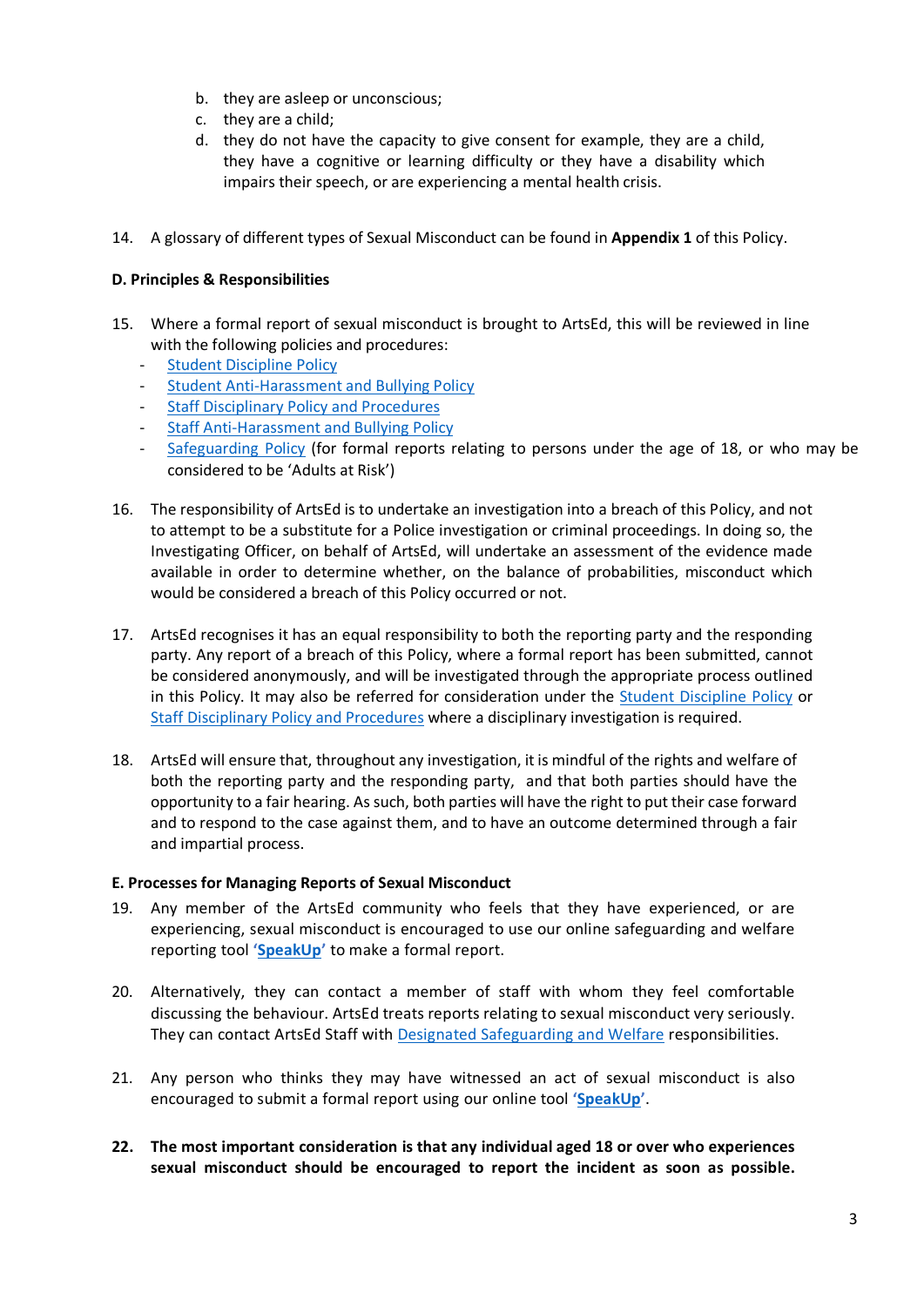b. they are asleep or unconscious;
   c. they are a child;
   d. they do not have the capacity to give consent for example, they are a child, they have a cognitive or learning difficulty or they have a disability which impairs their speech, or are experiencing a mental health crisis.

14. A glossary of different types of Sexual Misconduct can be found in **Appendix 1** of this Policy.

**D. Principles & Responsibilities**

15. Where a formal report of sexual misconduct is brought to ArtsEd, this will be reviewed in line with the following policies and procedures:
    - Student Discipline Policy
    - Student Anti-Harassment and Bullying Policy
    - Staff Disciplinary Policy and Procedures
    - Staff Anti-Harassment and Bullying Policy
    - Safeguarding Policy (for formal reports relating to persons under the age of 18, or who may be considered to be 'Adults at Risk')

16. The responsibility of ArtsEd is to undertake an investigation into a breach of this Policy, and not to attempt to be a substitute for a Police investigation or criminal proceedings. In doing so, the Investigating Officer, on behalf of ArtsEd, will undertake an assessment of the evidence made available in order to determine whether, on the balance of probabilities, misconduct which would be considered a breach of this Policy occurred or not.

17. ArtsEd recognises it has an equal responsibility to both the reporting party and the responding party. Any report of a breach of this Policy, where a formal report has been submitted, cannot be considered anonymously, and will be investigated through the appropriate process outlined in this Policy. It may also be referred for consideration under the Student Discipline Policy or Staff Disciplinary Policy and Procedures where a disciplinary investigation is required.

18. ArtsEd will ensure that, throughout any investigation, it is mindful of the rights and welfare of both the reporting party and the responding party, and that both parties should have the opportunity to a fair hearing. As such, both parties will have the right to put their case forward and to respond to the case against them, and to have an outcome determined through a fair and impartial process.

**E. Processes for Managing Reports of Sexual Misconduct**

19. Any member of the ArtsEd community who feels that they have experienced, or are experiencing, sexual misconduct is encouraged to use our online safeguarding and welfare reporting tool '**SpeakUp**' to make a formal report.

20. Alternatively, they can contact a member of staff with whom they feel comfortable discussing the behaviour. ArtsEd treats reports relating to sexual misconduct very seriously. They can contact ArtsEd Staff with Designated Safeguarding and Welfare responsibilities.

21. Any person who thinks they may have witnessed an act of sexual misconduct is also encouraged to submit a formal report using our online tool '**SpeakUp**'.

22. **The most important consideration is that any individual aged 18 or over who experiences sexual misconduct should be encouraged to report the incident as soon as possible.**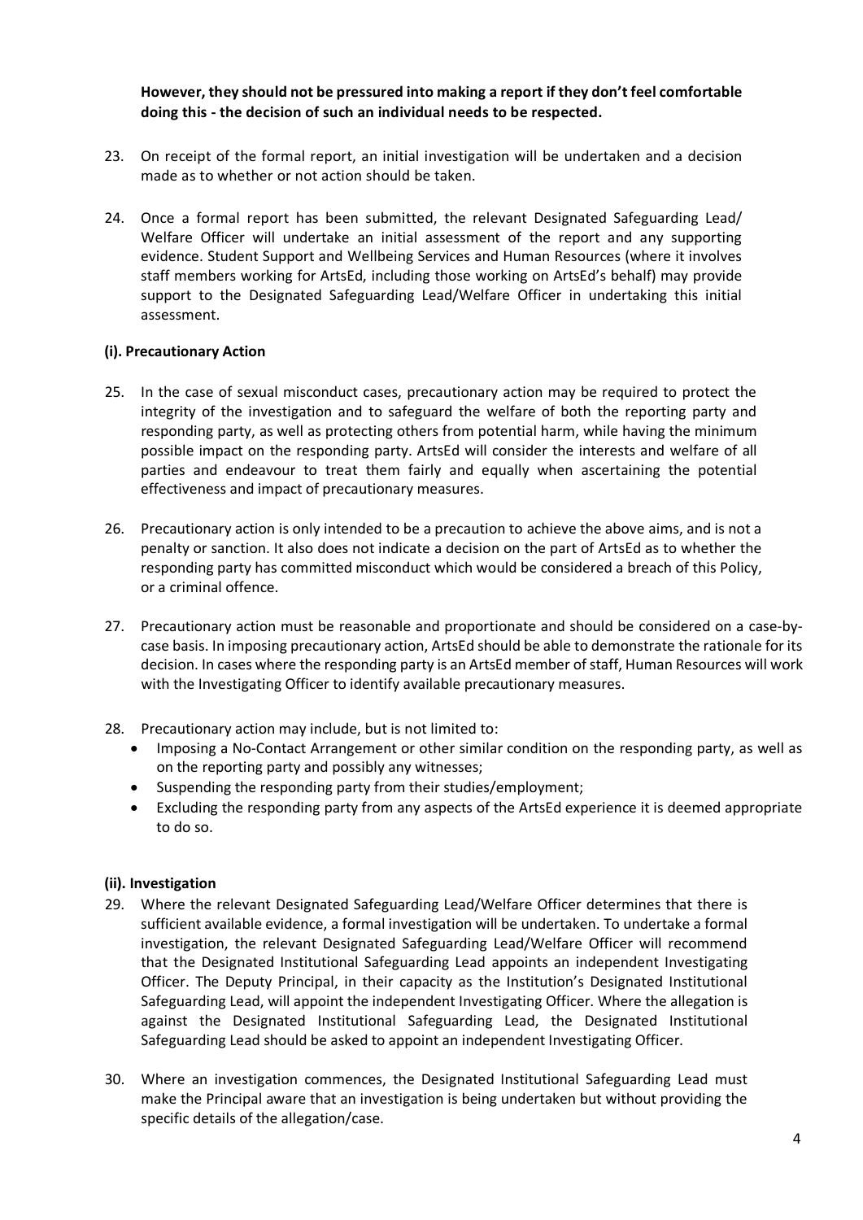**However, they should not be pressured into making a report if they don't feel comfortable doing this - the decision of such an individual needs to be respected.**

23. On receipt of the formal report, an initial investigation will be undertaken and a decision made as to whether or not action should be taken.

24. Once a formal report has been submitted, the relevant Designated Safeguarding Lead/ Welfare Officer will undertake an initial assessment of the report and any supporting evidence. Student Support and Wellbeing Services and Human Resources (where it involves staff members working for ArtsEd, including those working on ArtsEd's behalf) may provide support to the Designated Safeguarding Lead/Welfare Officer in undertaking this initial assessment.

### (i). Precautionary Action

25. In the case of sexual misconduct cases, precautionary action may be required to protect the integrity of the investigation and to safeguard the welfare of both the reporting party and responding party, as well as protecting others from potential harm, while having the minimum possible impact on the responding party. ArtsEd will consider the interests and welfare of all parties and endeavour to treat them fairly and equally when ascertaining the potential effectiveness and impact of precautionary measures.

26. Precautionary action is only intended to be a precaution to achieve the above aims, and is not a penalty or sanction. It also does not indicate a decision on the part of ArtsEd as to whether the responding party has committed misconduct which would be considered a breach of this Policy, or a criminal offence.

27. Precautionary action must be reasonable and proportionate and should be considered on a case-by-case basis. In imposing precautionary action, ArtsEd should be able to demonstrate the rationale for its decision. In cases where the responding party is an ArtsEd member of staff, Human Resources will work with the Investigating Officer to identify available precautionary measures.

28. Precautionary action may include, but is not limited to:
    - Imposing a No-Contact Arrangement or other similar condition on the responding party, as well as on the reporting party and possibly any witnesses;
    - Suspending the responding party from their studies/employment;
    - Excluding the responding party from any aspects of the ArtsEd experience it is deemed appropriate to do so.

### (ii). Investigation

29. Where the relevant Designated Safeguarding Lead/Welfare Officer determines that there is sufficient available evidence, a formal investigation will be undertaken. To undertake a formal investigation, the relevant Designated Safeguarding Lead/Welfare Officer will recommend that the Designated Institutional Safeguarding Lead appoints an independent Investigating Officer. The Deputy Principal, in their capacity as the Institution's Designated Institutional Safeguarding Lead, will appoint the independent Investigating Officer. Where the allegation is against the Designated Institutional Safeguarding Lead, the Designated Institutional Safeguarding Lead should be asked to appoint an independent Investigating Officer.

30. Where an investigation commences, the Designated Institutional Safeguarding Lead must make the Principal aware that an investigation is being undertaken but without providing the specific details of the allegation/case.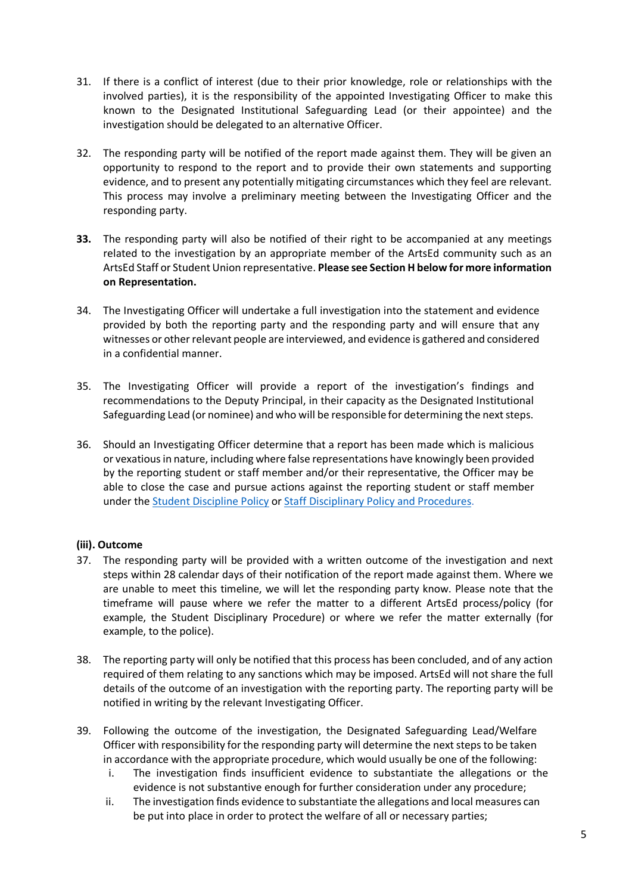31. If there is a conflict of interest (due to their prior knowledge, role or relationships with the involved parties), it is the responsibility of the appointed Investigating Officer to make this known to the Designated Institutional Safeguarding Lead (or their appointee) and the investigation should be delegated to an alternative Officer.

32. The responding party will be notified of the report made against them. They will be given an opportunity to respond to the report and to provide their own statements and supporting evidence, and to present any potentially mitigating circumstances which they feel are relevant. This process may involve a preliminary meeting between the Investigating Officer and the responding party.

**33.** The responding party will also be notified of their right to be accompanied at any meetings related to the investigation by an appropriate member of the ArtsEd community such as an ArtsEd Staff or Student Union representative. **Please see Section H below for more information on Representation.**

34. The Investigating Officer will undertake a full investigation into the statement and evidence provided by both the reporting party and the responding party and will ensure that any witnesses or other relevant people are interviewed, and evidence is gathered and considered in a confidential manner.

35. The Investigating Officer will provide a report of the investigation's findings and recommendations to the Deputy Principal, in their capacity as the Designated Institutional Safeguarding Lead (or nominee) and who will be responsible for determining the next steps.

36. Should an Investigating Officer determine that a report has been made which is malicious or vexatious in nature, including where false representations have knowingly been provided by the reporting student or staff member and/or their representative, the Officer may be able to close the case and pursue actions against the reporting student or staff member under the Student Discipline Policy or Staff Disciplinary Policy and Procedures.

**(iii). Outcome**

37. The responding party will be provided with a written outcome of the investigation and next steps within 28 calendar days of their notification of the report made against them. Where we are unable to meet this timeline, we will let the responding party know. Please note that the timeframe will pause where we refer the matter to a different ArtsEd process/policy (for example, the Student Disciplinary Procedure) or where we refer the matter externally (for example, to the police).

38. The reporting party will only be notified that this process has been concluded, and of any action required of them relating to any sanctions which may be imposed. ArtsEd will not share the full details of the outcome of an investigation with the reporting party. The reporting party will be notified in writing by the relevant Investigating Officer.

39. Following the outcome of the investigation, the Designated Safeguarding Lead/Welfare Officer with responsibility for the responding party will determine the next steps to be taken in accordance with the appropriate procedure, which would usually be one of the following:
    i. The investigation finds insufficient evidence to substantiate the allegations or the evidence is not substantive enough for further consideration under any procedure;
    ii. The investigation finds evidence to substantiate the allegations and local measures can be put into place in order to protect the welfare of all or necessary parties;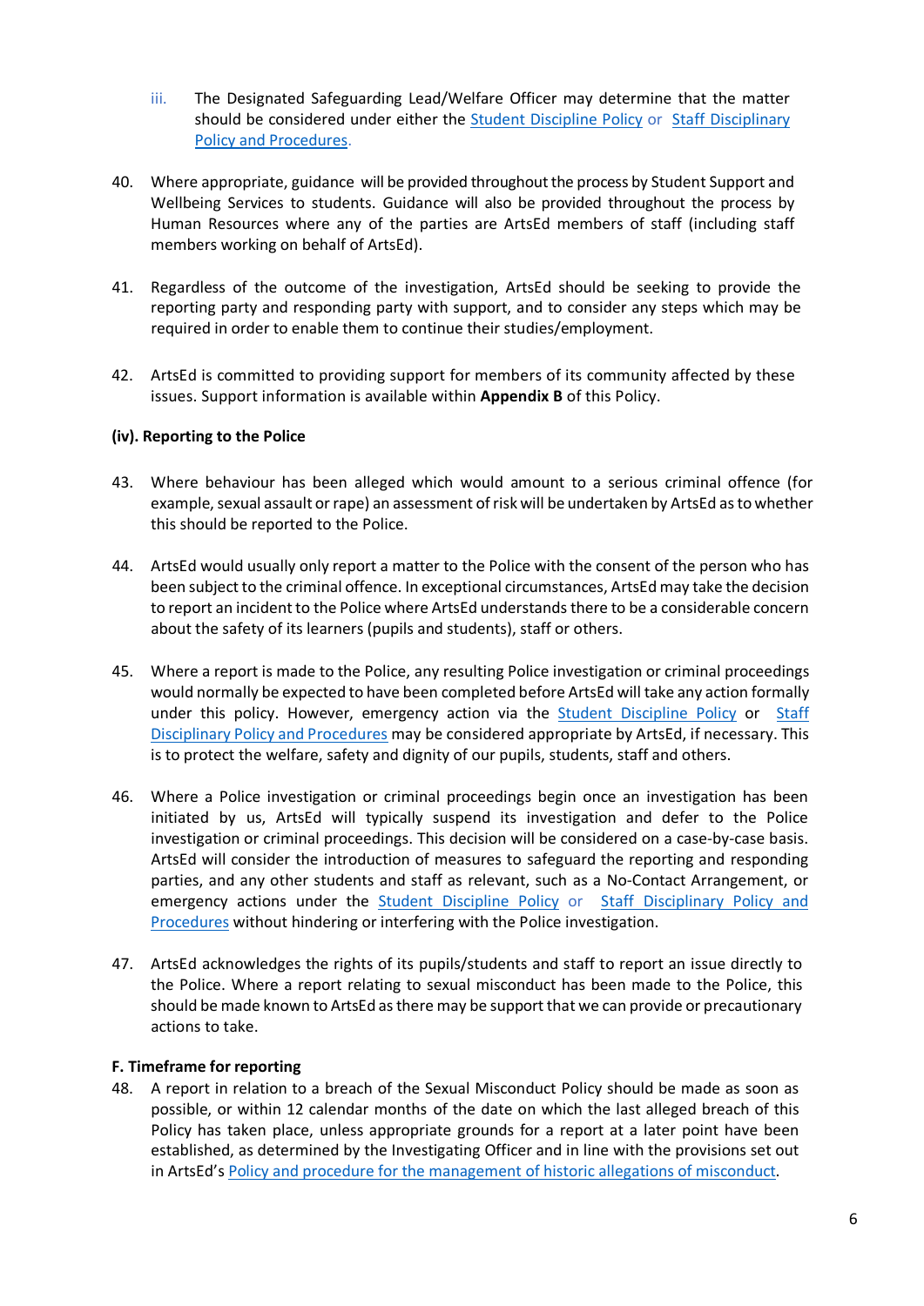iii. The Designated Safeguarding Lead/Welfare Officer may determine that the matter should be considered under either the Student Discipline Policy or Staff Disciplinary Policy and Procedures.

40. Where appropriate, guidance will be provided throughout the process by Student Support and Wellbeing Services to students. Guidance will also be provided throughout the process by Human Resources where any of the parties are ArtsEd members of staff (including staff members working on behalf of ArtsEd).

41. Regardless of the outcome of the investigation, ArtsEd should be seeking to provide the reporting party and responding party with support, and to consider any steps which may be required in order to enable them to continue their studies/employment.

42. ArtsEd is committed to providing support for members of its community affected by these issues. Support information is available within **Appendix B** of this Policy.

**(iv). Reporting to the Police**

43. Where behaviour has been alleged which would amount to a serious criminal offence (for example, sexual assault or rape) an assessment of risk will be undertaken by ArtsEd as to whether this should be reported to the Police.

44. ArtsEd would usually only report a matter to the Police with the consent of the person who has been subject to the criminal offence. In exceptional circumstances, ArtsEd may take the decision to report an incident to the Police where ArtsEd understands there to be a considerable concern about the safety of its learners (pupils and students), staff or others.

45. Where a report is made to the Police, any resulting Police investigation or criminal proceedings would normally be expected to have been completed before ArtsEd will take any action formally under this policy. However, emergency action via the Student Discipline Policy or Staff Disciplinary Policy and Procedures may be considered appropriate by ArtsEd, if necessary. This is to protect the welfare, safety and dignity of our pupils, students, staff and others.

46. Where a Police investigation or criminal proceedings begin once an investigation has been initiated by us, ArtsEd will typically suspend its investigation and defer to the Police investigation or criminal proceedings. This decision will be considered on a case-by-case basis. ArtsEd will consider the introduction of measures to safeguard the reporting and responding parties, and any other students and staff as relevant, such as a No-Contact Arrangement, or emergency actions under the Student Discipline Policy or Staff Disciplinary Policy and Procedures without hindering or interfering with the Police investigation.

47. ArtsEd acknowledges the rights of its pupils/students and staff to report an issue directly to the Police. Where a report relating to sexual misconduct has been made to the Police, this should be made known to ArtsEd as there may be support that we can provide or precautionary actions to take.

**F. Timeframe for reporting**

48. A report in relation to a breach of the Sexual Misconduct Policy should be made as soon as possible, or within 12 calendar months of the date on which the last alleged breach of this Policy has taken place, unless appropriate grounds for a report at a later point have been established, as determined by the Investigating Officer and in line with the provisions set out in ArtsEd's Policy and procedure for the management of historic allegations of misconduct.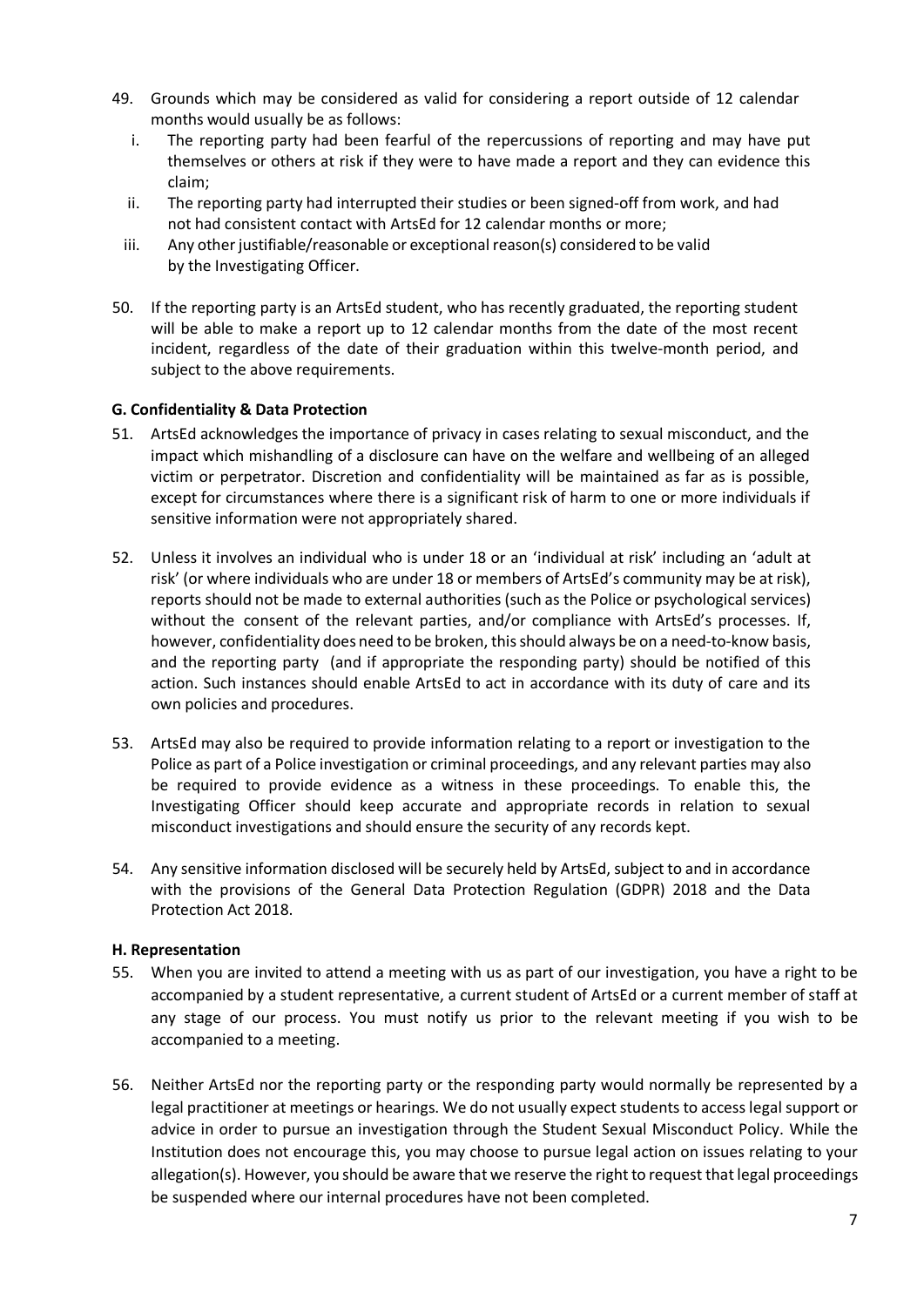49. Grounds which may be considered as valid for considering a report outside of 12 calendar months would usually be as follows:
    i. The reporting party had been fearful of the repercussions of reporting and may have put themselves or others at risk if they were to have made a report and they can evidence this claim;
    ii. The reporting party had interrupted their studies or been signed-off from work, and had not had consistent contact with ArtsEd for 12 calendar months or more;
    iii. Any other justifiable/reasonable or exceptional reason(s) considered to be valid by the Investigating Officer.

50. If the reporting party is an ArtsEd student, who has recently graduated, the reporting student will be able to make a report up to 12 calendar months from the date of the most recent incident, regardless of the date of their graduation within this twelve-month period, and subject to the above requirements.

**G. Confidentiality & Data Protection**

51. ArtsEd acknowledges the importance of privacy in cases relating to sexual misconduct, and the impact which mishandling of a disclosure can have on the welfare and wellbeing of an alleged victim or perpetrator. Discretion and confidentiality will be maintained as far as is possible, except for circumstances where there is a significant risk of harm to one or more individuals if sensitive information were not appropriately shared.

52. Unless it involves an individual who is under 18 or an 'individual at risk' including an 'adult at risk' (or where individuals who are under 18 or members of ArtsEd's community may be at risk), reports should not be made to external authorities (such as the Police or psychological services) without the consent of the relevant parties, and/or compliance with ArtsEd's processes. If, however, confidentiality does need to be broken, this should always be on a need-to-know basis, and the reporting party (and if appropriate the responding party) should be notified of this action. Such instances should enable ArtsEd to act in accordance with its duty of care and its own policies and procedures.

53. ArtsEd may also be required to provide information relating to a report or investigation to the Police as part of a Police investigation or criminal proceedings, and any relevant parties may also be required to provide evidence as a witness in these proceedings. To enable this, the Investigating Officer should keep accurate and appropriate records in relation to sexual misconduct investigations and should ensure the security of any records kept.

54. Any sensitive information disclosed will be securely held by ArtsEd, subject to and in accordance with the provisions of the General Data Protection Regulation (GDPR) 2018 and the Data Protection Act 2018.

**H. Representation**

55. When you are invited to attend a meeting with us as part of our investigation, you have a right to be accompanied by a student representative, a current student of ArtsEd or a current member of staff at any stage of our process. You must notify us prior to the relevant meeting if you wish to be accompanied to a meeting.

56. Neither ArtsEd nor the reporting party or the responding party would normally be represented by a legal practitioner at meetings or hearings. We do not usually expect students to access legal support or advice in order to pursue an investigation through the Student Sexual Misconduct Policy. While the Institution does not encourage this, you may choose to pursue legal action on issues relating to your allegation(s). However, you should be aware that we reserve the right to request that legal proceedings be suspended where our internal procedures have not been completed.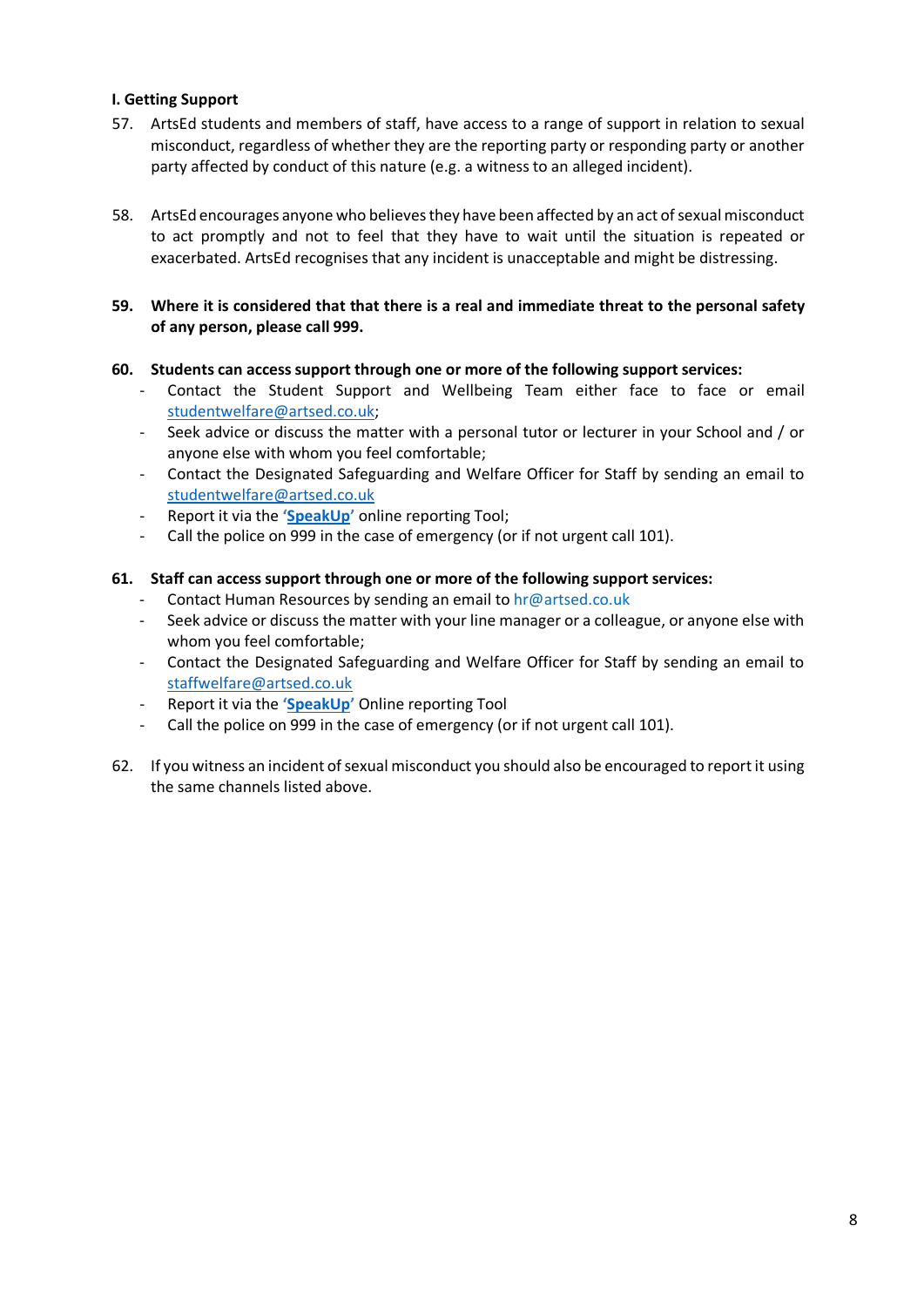### I. Getting Support

57. ArtsEd students and members of staff, have access to a range of support in relation to sexual misconduct, regardless of whether they are the reporting party or responding party or another party affected by conduct of this nature (e.g. a witness to an alleged incident).

58. ArtsEd encourages anyone who believes they have been affected by an act of sexual misconduct to act promptly and not to feel that they have to wait until the situation is repeated or exacerbated. ArtsEd recognises that any incident is unacceptable and might be distressing.

59. **Where it is considered that that there is a real and immediate threat to the personal safety of any person, please call 999.**

60. **Students can access support through one or more of the following support services:**
    - Contact the Student Support and Wellbeing Team either face to face or email studentwelfare@artsed.co.uk;
    - Seek advice or discuss the matter with a personal tutor or lecturer in your School and / or anyone else with whom you feel comfortable;
    - Contact the Designated Safeguarding and Welfare Officer for Staff by sending an email to studentwelfare@artsed.co.uk
    - Report it via the **'SpeakUp'** online reporting Tool;
    - Call the police on 999 in the case of emergency (or if not urgent call 101).

61. **Staff can access support through one or more of the following support services:**
    - Contact Human Resources by sending an email to hr@artsed.co.uk
    - Seek advice or discuss the matter with your line manager or a colleague, or anyone else with whom you feel comfortable;
    - Contact the Designated Safeguarding and Welfare Officer for Staff by sending an email to staffwelfare@artsed.co.uk
    - Report it via the **'SpeakUp'** Online reporting Tool
    - Call the police on 999 in the case of emergency (or if not urgent call 101).

62. If you witness an incident of sexual misconduct you should also be encouraged to report it using the same channels listed above.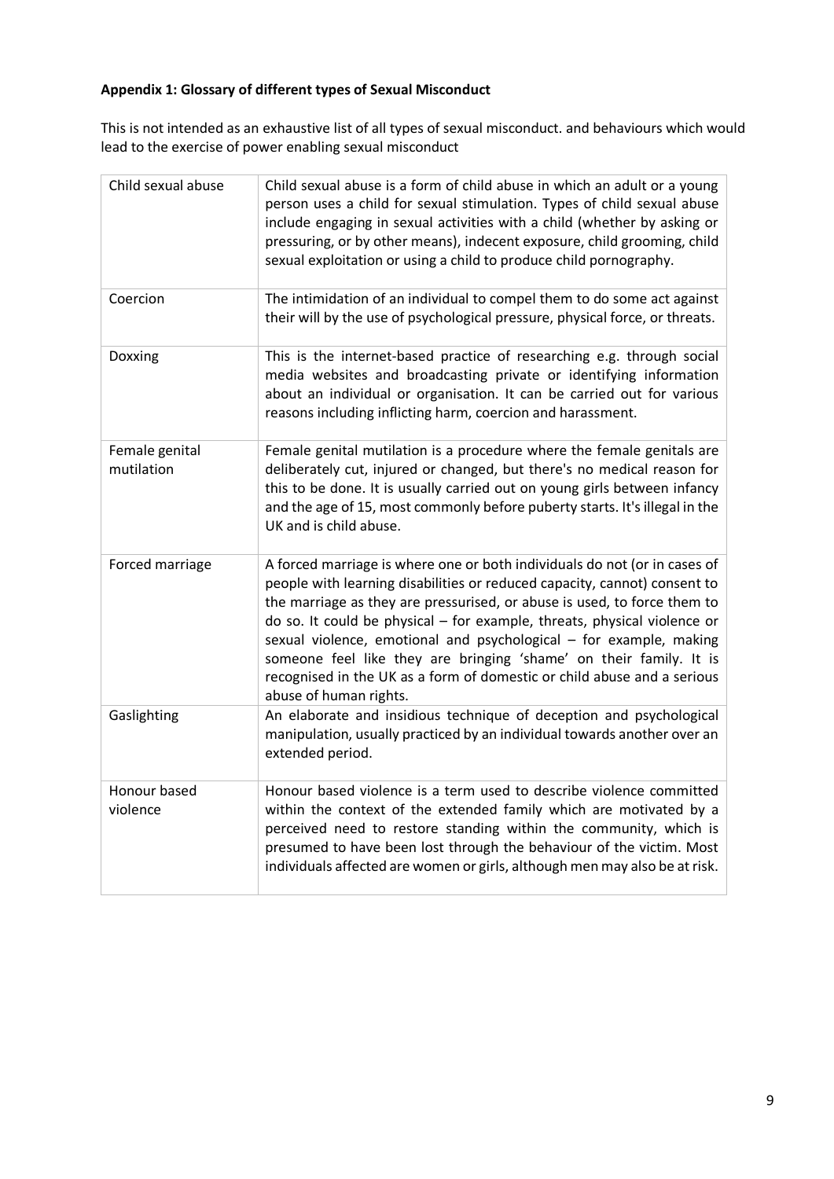**Appendix 1: Glossary of different types of Sexual Misconduct**

This is not intended as an exhaustive list of all types of sexual misconduct. and behaviours which would lead to the exercise of power enabling sexual misconduct

| | |
|---|---|
| Child sexual abuse | Child sexual abuse is a form of child abuse in which an adult or a young person uses a child for sexual stimulation. Types of child sexual abuse include engaging in sexual activities with a child (whether by asking or pressuring, or by other means), indecent exposure, child grooming, child sexual exploitation or using a child to produce child pornography. |
| Coercion | The intimidation of an individual to compel them to do some act against their will by the use of psychological pressure, physical force, or threats. |
| Doxxing | This is the internet-based practice of researching e.g. through social media websites and broadcasting private or identifying information about an individual or organisation. It can be carried out for various reasons including inflicting harm, coercion and harassment. |
| Female genital mutilation | Female genital mutilation is a procedure where the female genitals are deliberately cut, injured or changed, but there's no medical reason for this to be done. It is usually carried out on young girls between infancy and the age of 15, most commonly before puberty starts. It's illegal in the UK and is child abuse. |
| Forced marriage | A forced marriage is where one or both individuals do not (or in cases of people with learning disabilities or reduced capacity, cannot) consent to the marriage as they are pressurised, or abuse is used, to force them to do so. It could be physical – for example, threats, physical violence or sexual violence, emotional and psychological – for example, making someone feel like they are bringing 'shame' on their family. It is recognised in the UK as a form of domestic or child abuse and a serious abuse of human rights. |
| Gaslighting | An elaborate and insidious technique of deception and psychological manipulation, usually practiced by an individual towards another over an extended period. |
| Honour based violence | Honour based violence is a term used to describe violence committed within the context of the extended family which are motivated by a perceived need to restore standing within the community, which is presumed to have been lost through the behaviour of the victim. Most individuals affected are women or girls, although men may also be at risk. |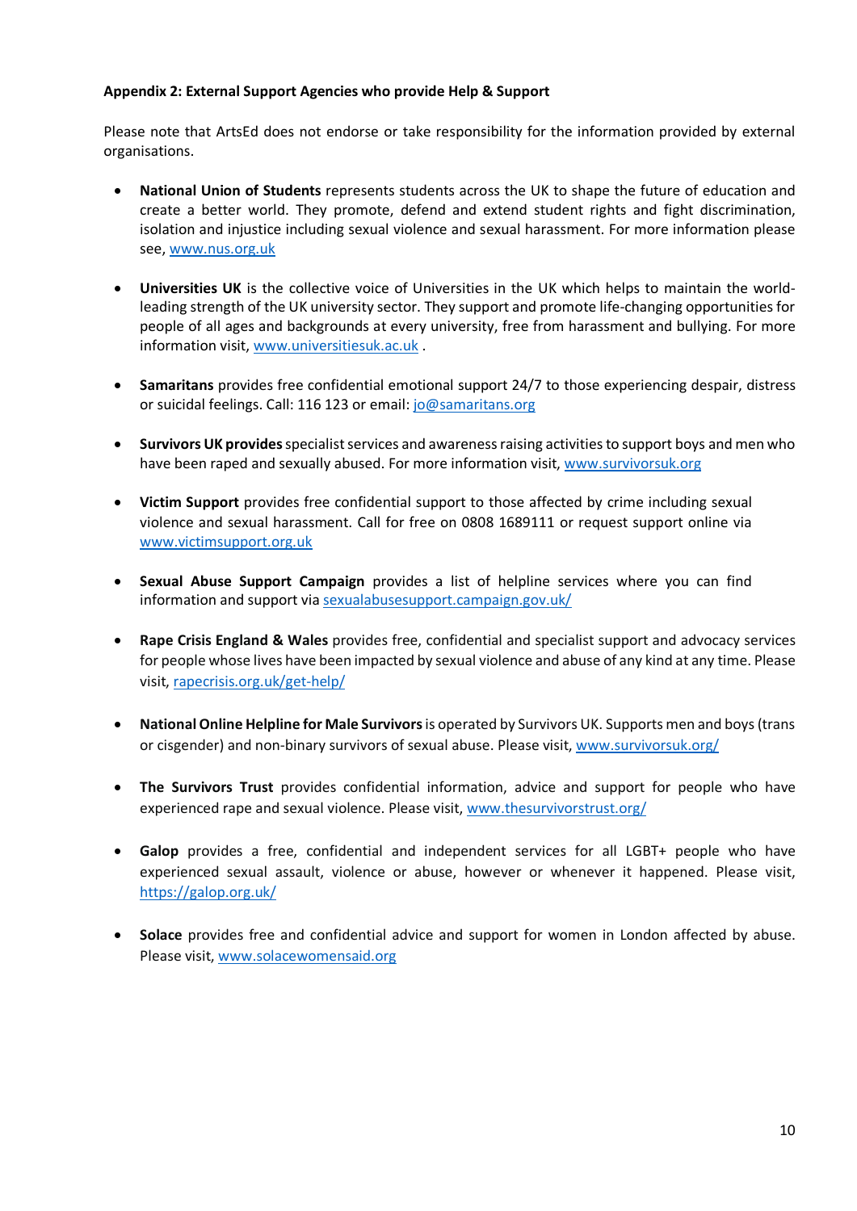**Appendix 2: External Support Agencies who provide Help & Support**

Please note that ArtsEd does not endorse or take responsibility for the information provided by external organisations.

- **National Union of Students** represents students across the UK to shape the future of education and create a better world. They promote, defend and extend student rights and fight discrimination, isolation and injustice including sexual violence and sexual harassment. For more information please see, [www.nus.org.uk](http://www.nus.org.uk)

- **Universities UK** is the collective voice of Universities in the UK which helps to maintain the world-leading strength of the UK university sector. They support and promote life-changing opportunities for people of all ages and backgrounds at every university, free from harassment and bullying. For more information visit, [www.universitiesuk.ac.uk](http://www.universitiesuk.ac.uk) .

- **Samaritans** provides free confidential emotional support 24/7 to those experiencing despair, distress or suicidal feelings. Call: 116 123 or email: [jo@samaritans.org](mailto:jo@samaritans.org)

- **Survivors UK provides** specialist services and awareness raising activities to support boys and men who have been raped and sexually abused. For more information visit, [www.survivorsuk.org](http://www.survivorsuk.org)

- **Victim Support** provides free confidential support to those affected by crime including sexual violence and sexual harassment. Call for free on 0808 1689111 or request support online via [www.victimsupport.org.uk](http://www.victimsupport.org.uk)

- **Sexual Abuse Support Campaign** provides a list of helpline services where you can find information and support via [sexualabusesupport.campaign.gov.uk/](https://sexualabusesupport.campaign.gov.uk/)

- **Rape Crisis England & Wales** provides free, confidential and specialist support and advocacy services for people whose lives have been impacted by sexual violence and abuse of any kind at any time. Please visit, [rapecrisis.org.uk/get-help/](https://rapecrisis.org.uk/get-help/)

- **National Online Helpline for Male Survivors** is operated by Survivors UK. Supports men and boys (trans or cisgender) and non-binary survivors of sexual abuse. Please visit, [www.survivorsuk.org/](http://www.survivorsuk.org/)

- **The Survivors Trust** provides confidential information, advice and support for people who have experienced rape and sexual violence. Please visit, [www.thesurvivorstrust.org/](http://www.thesurvivorstrust.org/)

- **Galop** provides a free, confidential and independent services for all LGBT+ people who have experienced sexual assault, violence or abuse, however or whenever it happened. Please visit, [https://galop.org.uk/](https://galop.org.uk/)

- **Solace** provides free and confidential advice and support for women in London affected by abuse. Please visit, [www.solacewomensaid.org](http://www.solacewomensaid.org)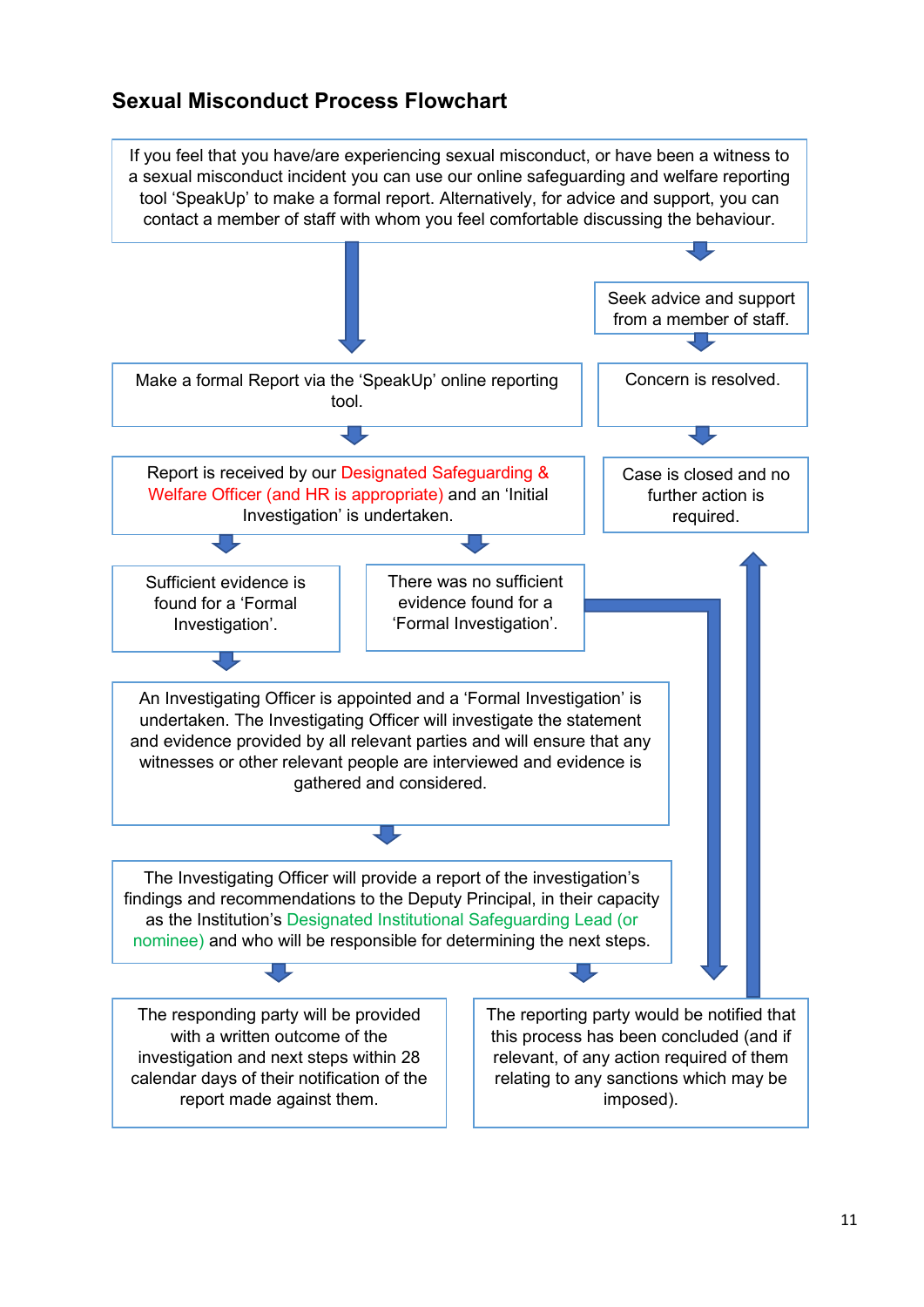## Sexual Misconduct Process Flowchart

If you feel that you have/are experiencing sexual misconduct, or have been a witness to a sexual misconduct incident you can use our online safeguarding and welfare reporting tool 'SpeakUp' to make a formal report. Alternatively, for advice and support, you can contact a member of staff with whom you feel comfortable discussing the behaviour.

Seek advice and support from a member of staff.

Concern is resolved.

Case is closed and no further action is required.

Make a formal Report via the 'SpeakUp' online reporting tool.

Report is received by our Designated Safeguarding & Welfare Officer (and HR is appropriate) and an 'Initial Investigation' is undertaken.

Sufficient evidence is found for a 'Formal Investigation'.

There was no sufficient evidence found for a 'Formal Investigation'.

An Investigating Officer is appointed and a 'Formal Investigation' is undertaken. The Investigating Officer will investigate the statement and evidence provided by all relevant parties and will ensure that any witnesses or other relevant people are interviewed and evidence is gathered and considered.

The Investigating Officer will provide a report of the investigation's findings and recommendations to the Deputy Principal, in their capacity as the Institution's Designated Institutional Safeguarding Lead (or nominee) and who will be responsible for determining the next steps.

The responding party will be provided with a written outcome of the investigation and next steps within 28 calendar days of their notification of the report made against them.

The reporting party would be notified that this process has been concluded (and if relevant, of any action required of them relating to any sanctions which may be imposed).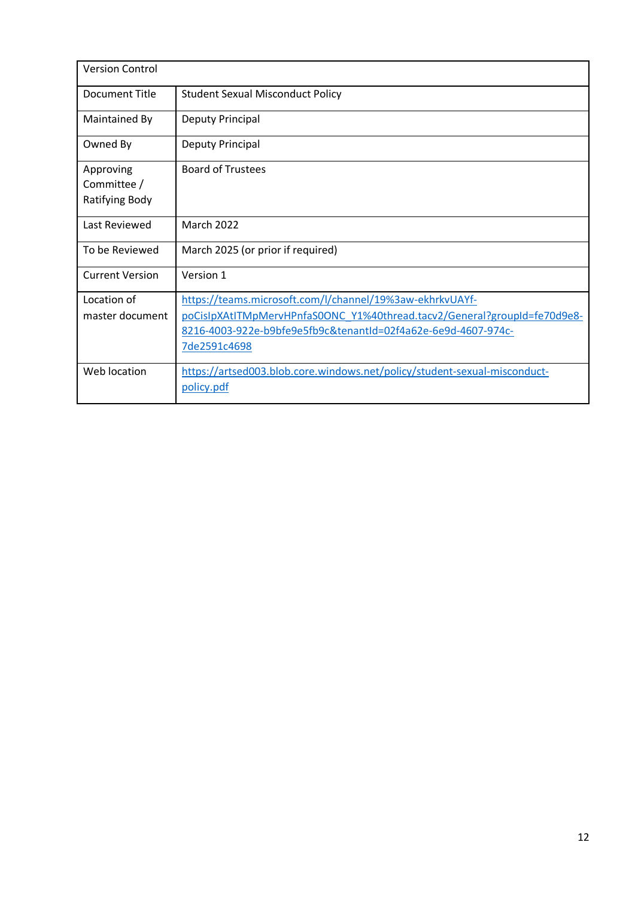| Version Control | |
|---|---|
| Document Title | Student Sexual Misconduct Policy |
| Maintained By | Deputy Principal |
| Owned By | Deputy Principal |
| Approving Committee / Ratifying Body | Board of Trustees |
| Last Reviewed | March 2022 |
| To be Reviewed | March 2025 (or prior if required) |
| Current Version | Version 1 |
| Location of master document | https://teams.microsoft.com/l/channel/19%3aw-ekhrkvUAYf-poCisIpXAtITMpMervHPnfaS0ONC_Y1%40thread.tacv2/General?groupId=fe70d9e8-8216-4003-922e-b9bfe9e5fb9c&tenantId=02f4a62e-6e9d-4607-974c-7de2591c4698 |
| Web location | https://artsed003.blob.core.windows.net/policy/student-sexual-misconduct-policy.pdf |